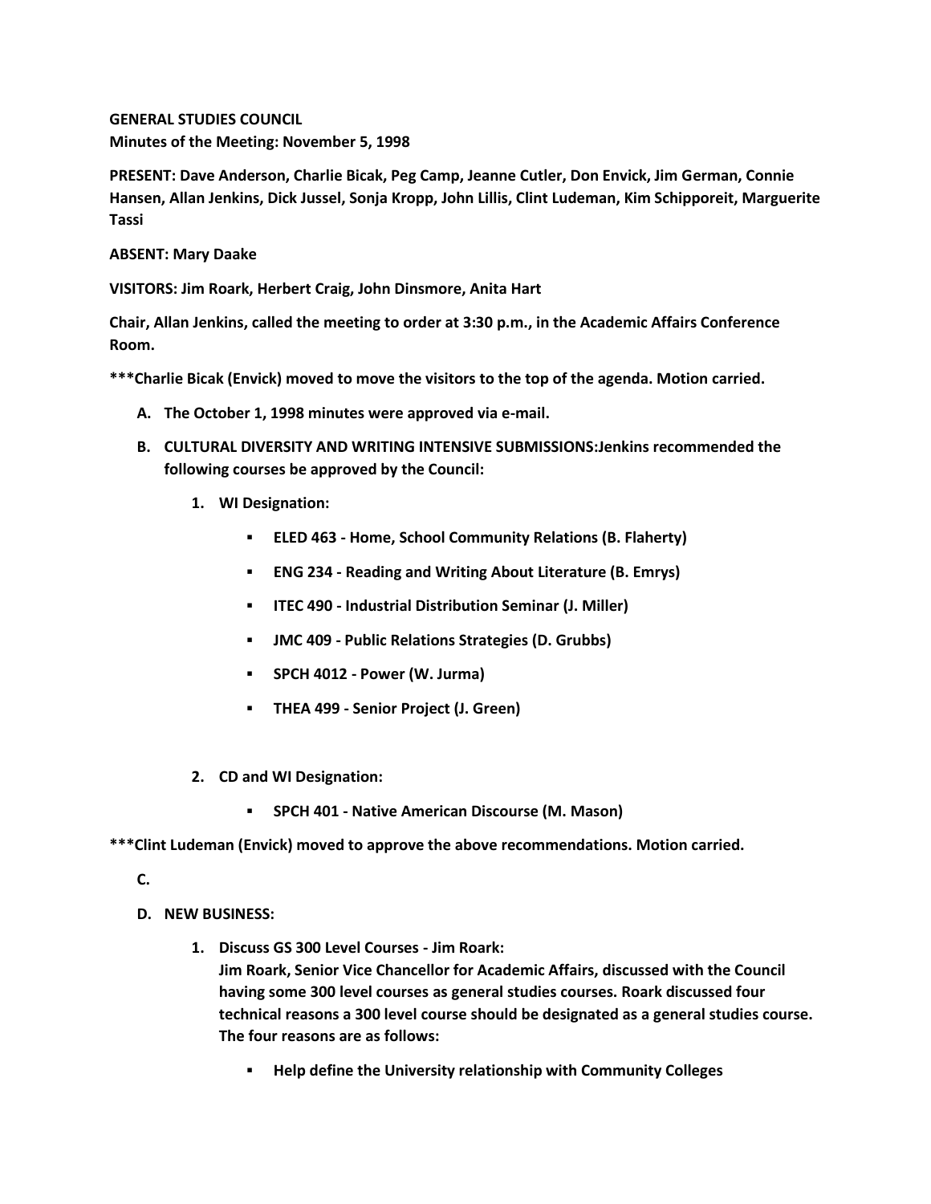**GENERAL STUDIES COUNCIL**
**Minutes of the Meeting: November 5, 1998**

**PRESENT: Dave Anderson, Charlie Bicak, Peg Camp, Jeanne Cutler, Don Envick, Jim German, Connie Hansen, Allan Jenkins, Dick Jussel, Sonja Kropp, John Lillis, Clint Ludeman, Kim Schipporeit, Marguerite Tassi**

**ABSENT: Mary Daake**

**VISITORS: Jim Roark, Herbert Craig, John Dinsmore, Anita Hart**

**Chair, Allan Jenkins, called the meeting to order at 3:30 p.m., in the Academic Affairs Conference Room.**

**\*\*\*Charlie Bicak (Envick) moved to move the visitors to the top of the agenda. Motion carried.**

A. **The October 1, 1998 minutes were approved via e-mail.**
B. **CULTURAL DIVERSITY AND WRITING INTENSIVE SUBMISSIONS:Jenkins recommended the following courses be approved by the Council:**
   1. **WI Designation:**
      - **ELED 463 - Home, School Community Relations (B. Flaherty)**
      - **ENG 234 - Reading and Writing About Literature (B. Emrys)**
      - **ITEC 490 - Industrial Distribution Seminar (J. Miller)**
      - **JMC 409 - Public Relations Strategies (D. Grubbs)**
      - **SPCH 4012 - Power (W. Jurma)**
      - **THEA 499 - Senior Project (J. Green)**
   2. **CD and WI Designation:**
      - **SPCH 401 - Native American Discourse (M. Mason)**

**\*\*\*Clint Ludeman (Envick) moved to approve the above recommendations. Motion carried.**

C. 
D. **NEW BUSINESS:**
   1. **Discuss GS 300 Level Courses - Jim Roark:**
      **Jim Roark, Senior Vice Chancellor for Academic Affairs, discussed with the Council having some 300 level courses as general studies courses. Roark discussed four technical reasons a 300 level course should be designated as a general studies course. The four reasons are as follows:**
      - **Help define the University relationship with Community Colleges**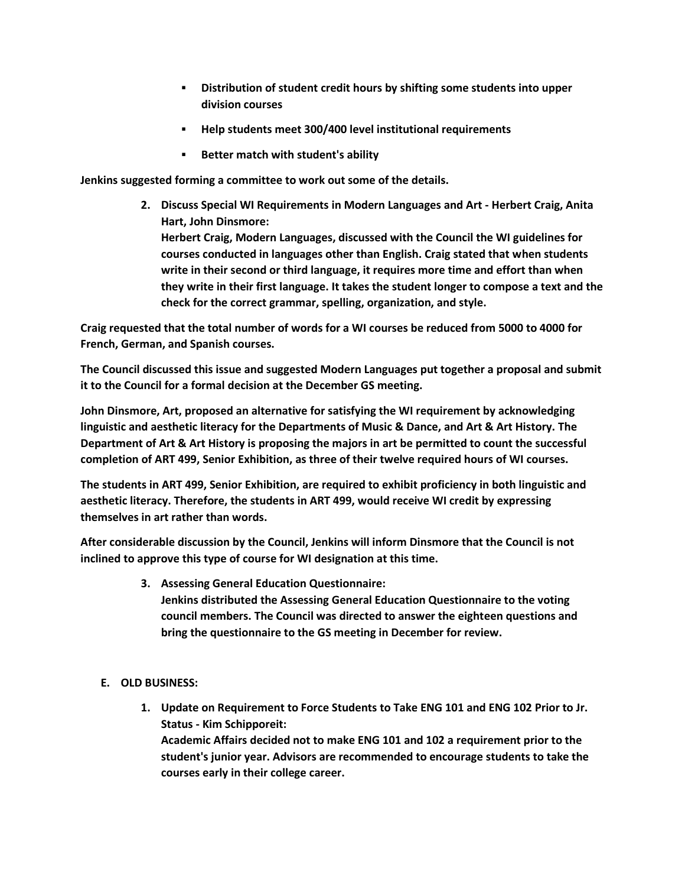- **Distribution of student credit hours by shifting some students into upper division courses**
- **Help students meet 300/400 level institutional requirements**
- **Better match with student's ability**

**Jenkins suggested forming a committee to work out some of the details.**

2. **Discuss Special WI Requirements in Modern Languages and Art - Herbert Craig, Anita Hart, John Dinsmore:**
   **Herbert Craig, Modern Languages, discussed with the Council the WI guidelines for courses conducted in languages other than English. Craig stated that when students write in their second or third language, it requires more time and effort than when they write in their first language. It takes the student longer to compose a text and the check for the correct grammar, spelling, organization, and style.**

**Craig requested that the total number of words for a WI courses be reduced from 5000 to 4000 for French, German, and Spanish courses.**

**The Council discussed this issue and suggested Modern Languages put together a proposal and submit it to the Council for a formal decision at the December GS meeting.**

**John Dinsmore, Art, proposed an alternative for satisfying the WI requirement by acknowledging linguistic and aesthetic literacy for the Departments of Music & Dance, and Art & Art History. The Department of Art & Art History is proposing the majors in art be permitted to count the successful completion of ART 499, Senior Exhibition, as three of their twelve required hours of WI courses.**

**The students in ART 499, Senior Exhibition, are required to exhibit proficiency in both linguistic and aesthetic literacy. Therefore, the students in ART 499, would receive WI credit by expressing themselves in art rather than words.**

**After considerable discussion by the Council, Jenkins will inform Dinsmore that the Council is not inclined to approve this type of course for WI designation at this time.**

3. **Assessing General Education Questionnaire:**
   **Jenkins distributed the Assessing General Education Questionnaire to the voting council members. The Council was directed to answer the eighteen questions and bring the questionnaire to the GS meeting in December for review.**

## E. OLD BUSINESS:

1. **Update on Requirement to Force Students to Take ENG 101 and ENG 102 Prior to Jr. Status - Kim Schipporeit:**
   **Academic Affairs decided not to make ENG 101 and 102 a requirement prior to the student's junior year. Advisors are recommended to encourage students to take the courses early in their college career.**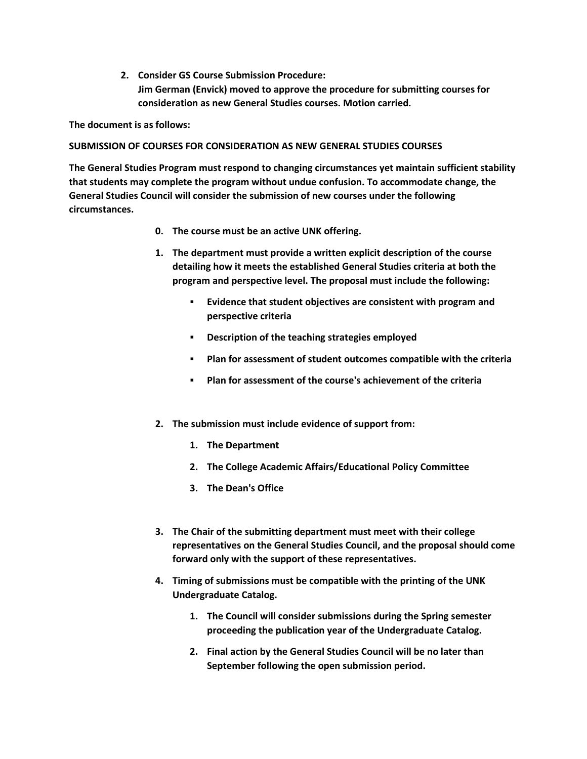2. **Consider GS Course Submission Procedure:**
   **Jim German (Envick) moved to approve the procedure for submitting courses for consideration as new General Studies courses. Motion carried.**

**The document is as follows:**

**SUBMISSION OF COURSES FOR CONSIDERATION AS NEW GENERAL STUDIES COURSES**

**The General Studies Program must respond to changing circumstances yet maintain sufficient stability that students may complete the program without undue confusion. To accommodate change, the General Studies Council will consider the submission of new courses under the following circumstances.**

0. **The course must be an active UNK offering.**

1. **The department must provide a written explicit description of the course detailing how it meets the established General Studies criteria at both the program and perspective level. The proposal must include the following:**
   - **Evidence that student objectives are consistent with program and perspective criteria**
   - **Description of the teaching strategies employed**
   - **Plan for assessment of student outcomes compatible with the criteria**
   - **Plan for assessment of the course's achievement of the criteria**

2. **The submission must include evidence of support from:**
   1. **The Department**
   2. **The College Academic Affairs/Educational Policy Committee**
   3. **The Dean's Office**

3. **The Chair of the submitting department must meet with their college representatives on the General Studies Council, and the proposal should come forward only with the support of these representatives.**

4. **Timing of submissions must be compatible with the printing of the UNK Undergraduate Catalog.**
   1. **The Council will consider submissions during the Spring semester proceeding the publication year of the Undergraduate Catalog.**
   2. **Final action by the General Studies Council will be no later than September following the open submission period.**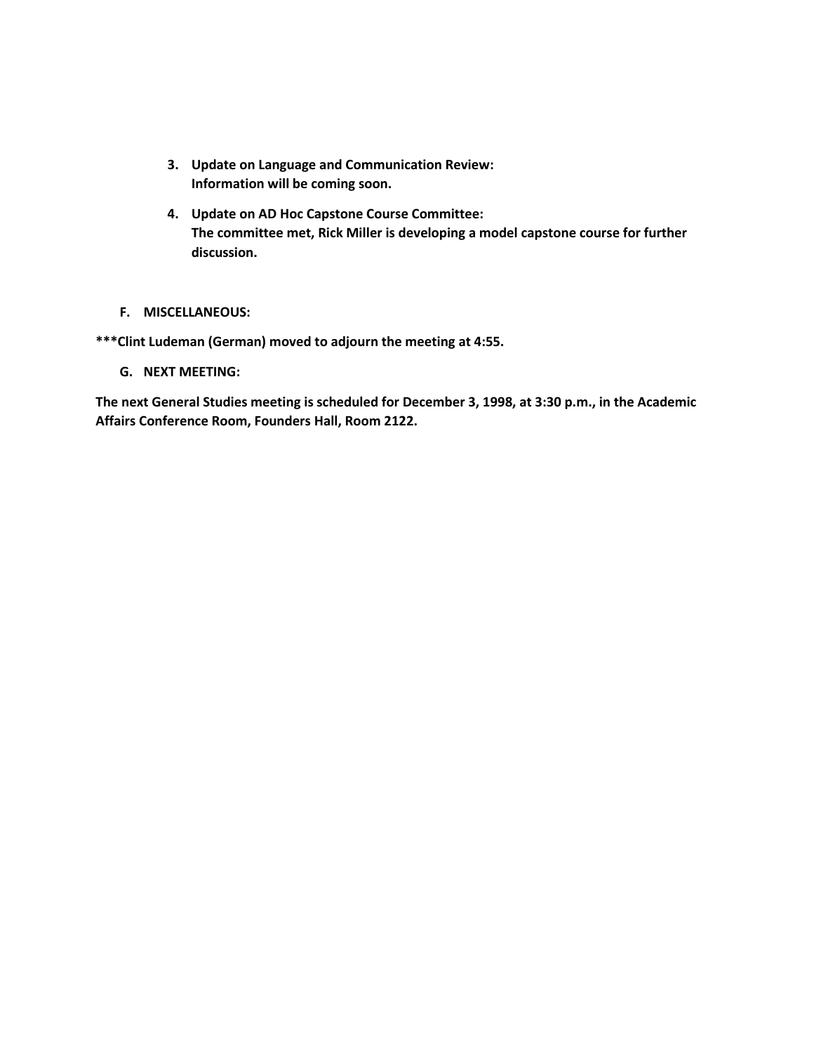3. **Update on Language and Communication Review:**
   **Information will be coming soon.**

4. **Update on AD Hoc Capstone Course Committee:**
   **The committee met, Rick Miller is developing a model capstone course for further discussion.**

**F. MISCELLANEOUS:**

**\*\*\*Clint Ludeman (German) moved to adjourn the meeting at 4:55.**

**G. NEXT MEETING:**

**The next General Studies meeting is scheduled for December 3, 1998, at 3:30 p.m., in the Academic Affairs Conference Room, Founders Hall, Room 2122.**